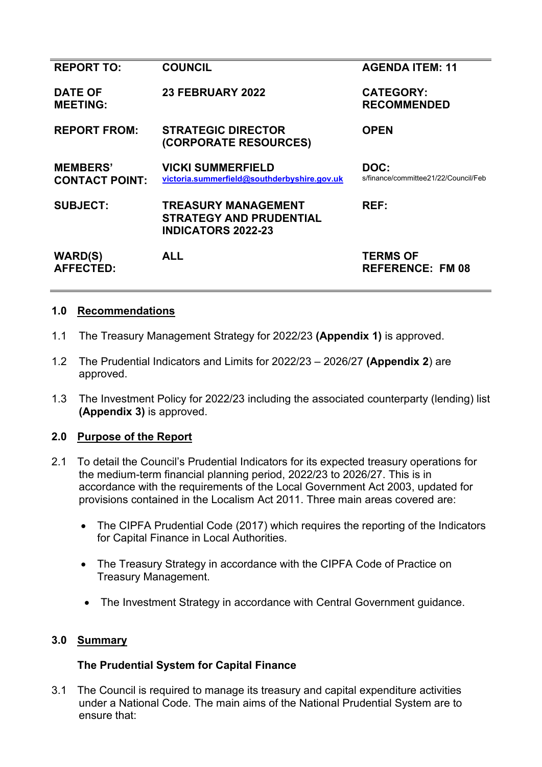| REPORT TO: | COUNCIL | AGENDA ITEM: 11 |
|---|---|---|
| DATE OF MEETING: | 23 FEBRUARY 2022 | CATEGORY: RECOMMENDED |
| REPORT FROM: | STRATEGIC DIRECTOR (CORPORATE RESOURCES) | OPEN |
| MEMBERS' CONTACT POINT: | VICKI SUMMERFIELD victoria.summerfield@southderbyshire.gov.uk | DOC: s/finance/committee21/22/Council/Feb |
| SUBJECT: | TREASURY MANAGEMENT STRATEGY AND PRUDENTIAL INDICATORS 2022-23 | REF: |
| WARD(S) AFFECTED: | ALL | TERMS OF REFERENCE: FM 08 |

## 1.0 Recommendations

1.1 The Treasury Management Strategy for 2022/23 **(Appendix 1)** is approved.

1.2 The Prudential Indicators and Limits for 2022/23 – 2026/27 **(Appendix 2**) are approved.

1.3 The Investment Policy for 2022/23 including the associated counterparty (lending) list **(Appendix 3)** is approved.

## 2.0 Purpose of the Report

2.1 To detail the Council's Prudential Indicators for its expected treasury operations for the medium-term financial planning period, 2022/23 to 2026/27. This is in accordance with the requirements of the Local Government Act 2003, updated for provisions contained in the Localism Act 2011. Three main areas covered are:

- The CIPFA Prudential Code (2017) which requires the reporting of the Indicators for Capital Finance in Local Authorities.
- The Treasury Strategy in accordance with the CIPFA Code of Practice on Treasury Management.
- The Investment Strategy in accordance with Central Government guidance.

## 3.0 Summary

### The Prudential System for Capital Finance

3.1 The Council is required to manage its treasury and capital expenditure activities under a National Code. The main aims of the National Prudential System are to ensure that: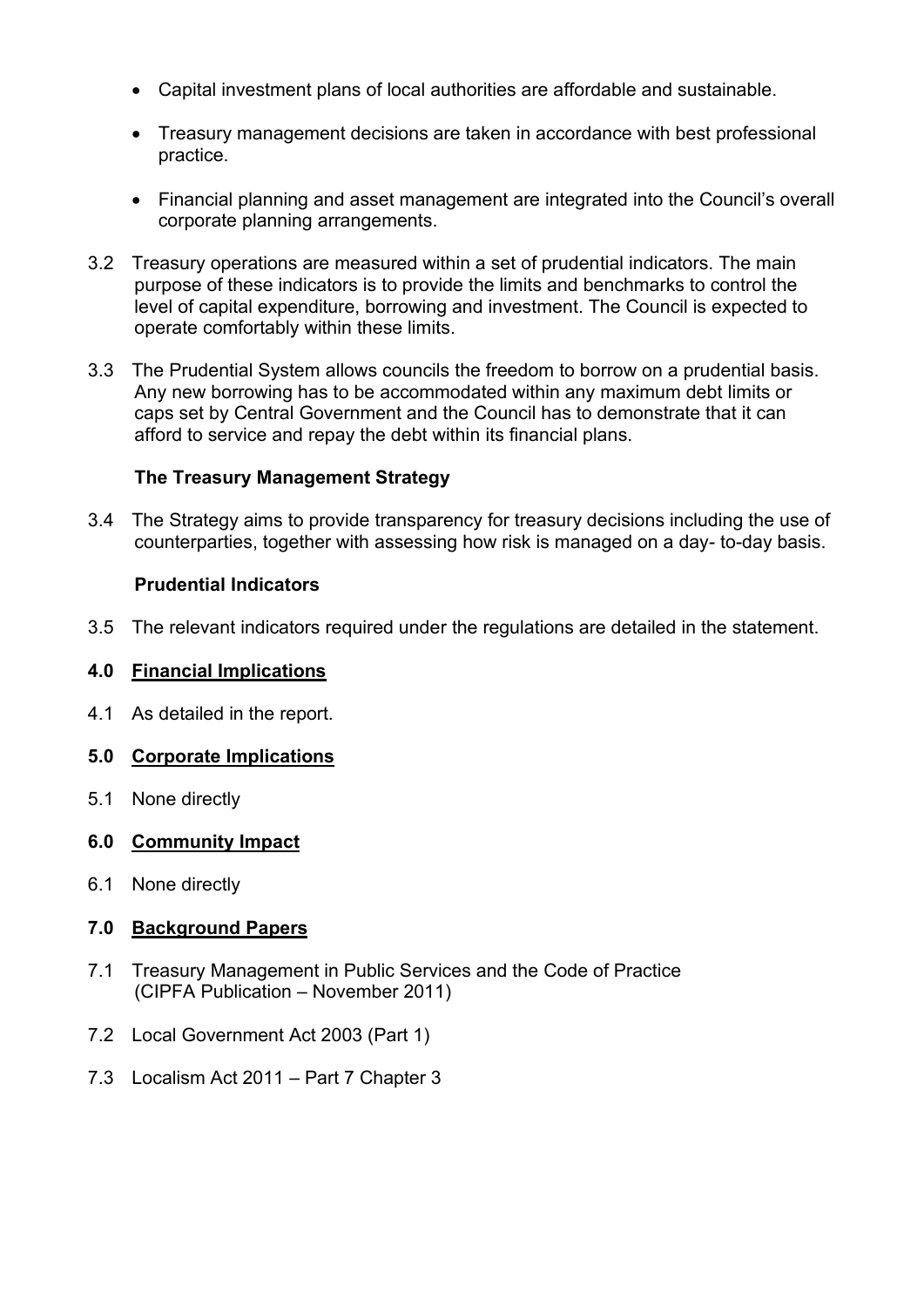- Capital investment plans of local authorities are affordable and sustainable.
- Treasury management decisions are taken in accordance with best professional practice.
- Financial planning and asset management are integrated into the Council's overall corporate planning arrangements.

3.2 Treasury operations are measured within a set of prudential indicators. The main purpose of these indicators is to provide the limits and benchmarks to control the level of capital expenditure, borrowing and investment. The Council is expected to operate comfortably within these limits.

3.3 The Prudential System allows councils the freedom to borrow on a prudential basis. Any new borrowing has to be accommodated within any maximum debt limits or caps set by Central Government and the Council has to demonstrate that it can afford to service and repay the debt within its financial plans.

**The Treasury Management Strategy**

3.4 The Strategy aims to provide transparency for treasury decisions including the use of counterparties, together with assessing how risk is managed on a day- to-day basis.

**Prudential Indicators**

3.5 The relevant indicators required under the regulations are detailed in the statement.

## 4.0 Financial Implications

4.1 As detailed in the report.

## 5.0 Corporate Implications

5.1 None directly

## 6.0 Community Impact

6.1 None directly

## 7.0 Background Papers

7.1 Treasury Management in Public Services and the Code of Practice (CIPFA Publication – November 2011)

7.2 Local Government Act 2003 (Part 1)

7.3 Localism Act 2011 – Part 7 Chapter 3